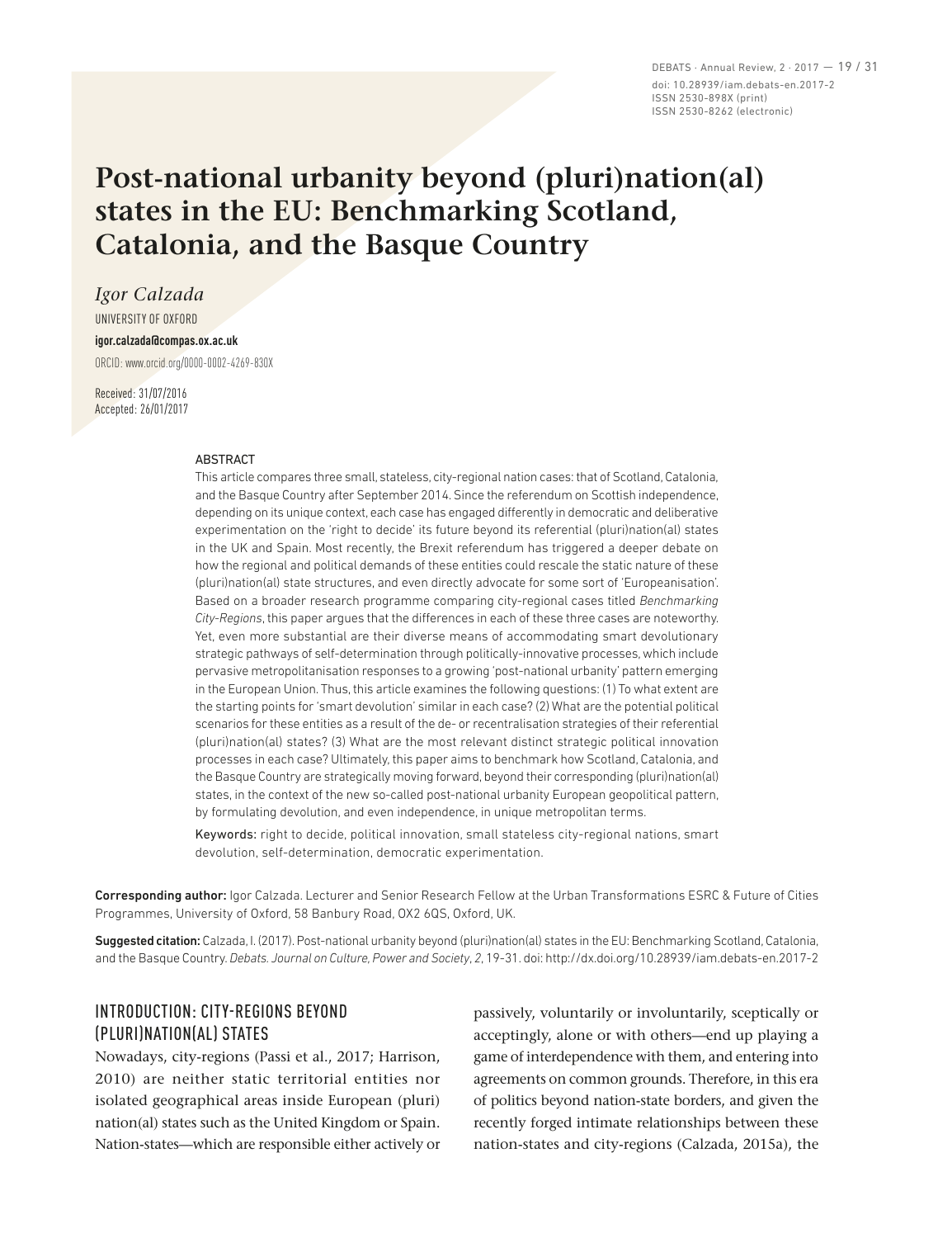# Post-national urbanity beyond (pluri)nation(al) states in the EU: Benchmarking Scotland, Catalonia, and the Basque Country

*Igor Calzada*

UNIVERSITY OF OXFORD

**igor.calzada@compas.ox.ac.uk**

ORCID: www.orcid.org/0000-0002-4269-830X

Received: 31/07/2016
Accepted: 26/01/2017

## ABSTRACT

This article compares three small, stateless, city-regional nation cases: that of Scotland, Catalonia, and the Basque Country after September 2014. Since the referendum on Scottish independence, depending on its unique context, each case has engaged differently in democratic and deliberative experimentation on the 'right to decide' its future beyond its referential (pluri)nation(al) states in the UK and Spain. Most recently, the Brexit referendum has triggered a deeper debate on how the regional and political demands of these entities could rescale the static nature of these (pluri)nation(al) state structures, and even directly advocate for some sort of 'Europeanisation'. Based on a broader research programme comparing city-regional cases titled *Benchmarking City-Regions*, this paper argues that the differences in each of these three cases are noteworthy. Yet, even more substantial are their diverse means of accommodating smart devolutionary strategic pathways of self-determination through politically-innovative processes, which include pervasive metropolitanisation responses to a growing 'post-national urbanity' pattern emerging in the European Union. Thus, this article examines the following questions: (1) To what extent are the starting points for 'smart devolution' similar in each case? (2) What are the potential political scenarios for these entities as a result of the de- or recentralisation strategies of their referential (pluri)nation(al) states? (3) What are the most relevant distinct strategic political innovation processes in each case? Ultimately, this paper aims to benchmark how Scotland, Catalonia, and the Basque Country are strategically moving forward, beyond their corresponding (pluri)nation(al) states, in the context of the new so-called post-national urbanity European geopolitical pattern, by formulating devolution, and even independence, in unique metropolitan terms.

**Keywords:** right to decide, political innovation, small stateless city-regional nations, smart devolution, self-determination, democratic experimentation.

**Corresponding author:** Igor Calzada. Lecturer and Senior Research Fellow at the Urban Transformations ESRC & Future of Cities Programmes, University of Oxford, 58 Banbury Road, OX2 6QS, Oxford, UK.

**Suggested citation:** Calzada, I. (2017). Post-national urbanity beyond (pluri)nation(al) states in the EU: Benchmarking Scotland, Catalonia, and the Basque Country. *Debats. Journal on Culture, Power and Society*, *2*, 19-31. doi: http://dx.doi.org/10.28939/iam.debats-en.2017-2

## INTRODUCTION: CITY-REGIONS BEYOND (PLURI)NATION(AL) STATES

Nowadays, city-regions (Passi et al., 2017; Harrison, 2010) are neither static territorial entities nor isolated geographical areas inside European (pluri) nation(al) states such as the United Kingdom or Spain. Nation-states—which are responsible either actively or passively, voluntarily or involuntarily, sceptically or acceptingly, alone or with others—end up playing a game of interdependence with them, and entering into agreements on common grounds. Therefore, in this era of politics beyond nation-state borders, and given the recently forged intimate relationships between these nation-states and city-regions (Calzada, 2015a), the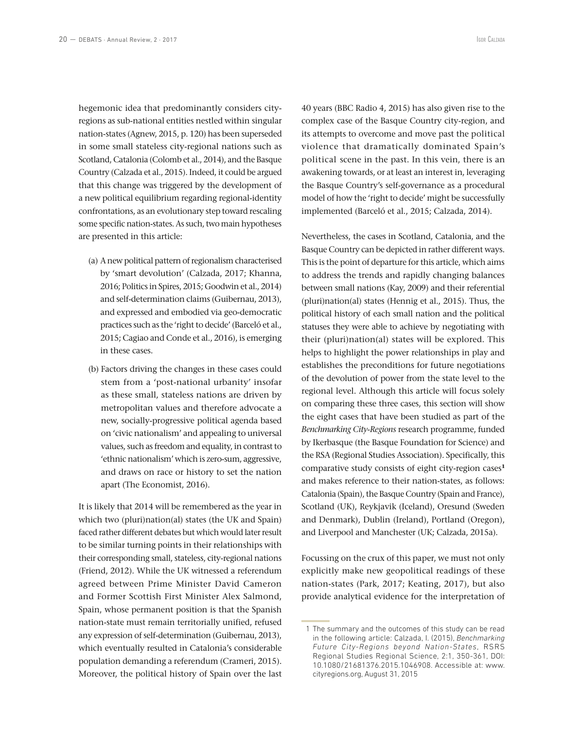hegemonic idea that predominantly considers city-regions as sub-national entities nestled within singular nation-states (Agnew, 2015, p. 120) has been superseded in some small stateless city-regional nations such as Scotland, Catalonia (Colomb et al., 2014), and the Basque Country (Calzada et al., 2015). Indeed, it could be argued that this change was triggered by the development of a new political equilibrium regarding regional-identity confrontations, as an evolutionary step toward rescaling some specific nation-states. As such, two main hypotheses are presented in this article:

(a) A new political pattern of regionalism characterised by 'smart devolution' (Calzada, 2017; Khanna, 2016; Politics in Spires, 2015; Goodwin et al., 2014) and self-determination claims (Guibernau, 2013), and expressed and embodied via geo-democratic practices such as the 'right to decide' (Barceló et al., 2015; Cagiao and Conde et al., 2016), is emerging in these cases.

(b) Factors driving the changes in these cases could stem from a 'post-national urbanity' insofar as these small, stateless nations are driven by metropolitan values and therefore advocate a new, socially-progressive political agenda based on 'civic nationalism' and appealing to universal values, such as freedom and equality, in contrast to 'ethnic nationalism' which is zero-sum, aggressive, and draws on race or history to set the nation apart (The Economist, 2016).

It is likely that 2014 will be remembered as the year in which two (pluri)nation(al) states (the UK and Spain) faced rather different debates but which would later result to be similar turning points in their relationships with their corresponding small, stateless, city-regional nations (Friend, 2012). While the UK witnessed a referendum agreed between Prime Minister David Cameron and Former Scottish First Minister Alex Salmond, Spain, whose permanent position is that the Spanish nation-state must remain territorially unified, refused any expression of self-determination (Guibernau, 2013), which eventually resulted in Catalonia's considerable population demanding a referendum (Crameri, 2015). Moreover, the political history of Spain over the last 40 years (BBC Radio 4, 2015) has also given rise to the complex case of the Basque Country city-region, and its attempts to overcome and move past the political violence that dramatically dominated Spain's political scene in the past. In this vein, there is an awakening towards, or at least an interest in, leveraging the Basque Country's self-governance as a procedural model of how the 'right to decide' might be successfully implemented (Barceló et al., 2015; Calzada, 2014).

Nevertheless, the cases in Scotland, Catalonia, and the Basque Country can be depicted in rather different ways. This is the point of departure for this article, which aims to address the trends and rapidly changing balances between small nations (Kay, 2009) and their referential (pluri)nation(al) states (Hennig et al., 2015). Thus, the political history of each small nation and the political statuses they were able to achieve by negotiating with their (pluri)nation(al) states will be explored. This helps to highlight the power relationships in play and establishes the preconditions for future negotiations of the devolution of power from the state level to the regional level. Although this article will focus solely on comparing these three cases, this section will show the eight cases that have been studied as part of the *Benchmarking City-Regions* research programme, funded by Ikerbasque (the Basque Foundation for Science) and the RSA (Regional Studies Association). Specifically, this comparative study consists of eight city-region cases[1] and makes reference to their nation-states, as follows: Catalonia (Spain), the Basque Country (Spain and France), Scotland (UK), Reykjavik (Iceland), Oresund (Sweden and Denmark), Dublin (Ireland), Portland (Oregon), and Liverpool and Manchester (UK; Calzada, 2015a).

Focussing on the crux of this paper, we must not only explicitly make new geopolitical readings of these nation-states (Park, 2017; Keating, 2017), but also provide analytical evidence for the interpretation of

1 The summary and the outcomes of this study can be read in the following article: Calzada, I. (2015), *Benchmarking Future City-Regions beyond Nation-States*, RSRS Regional Studies Regional Science, 2:1, 350-361, DOI: 10.1080/21681376.2015.1046908. Accessible at: www.cityregions.org, August 31, 2015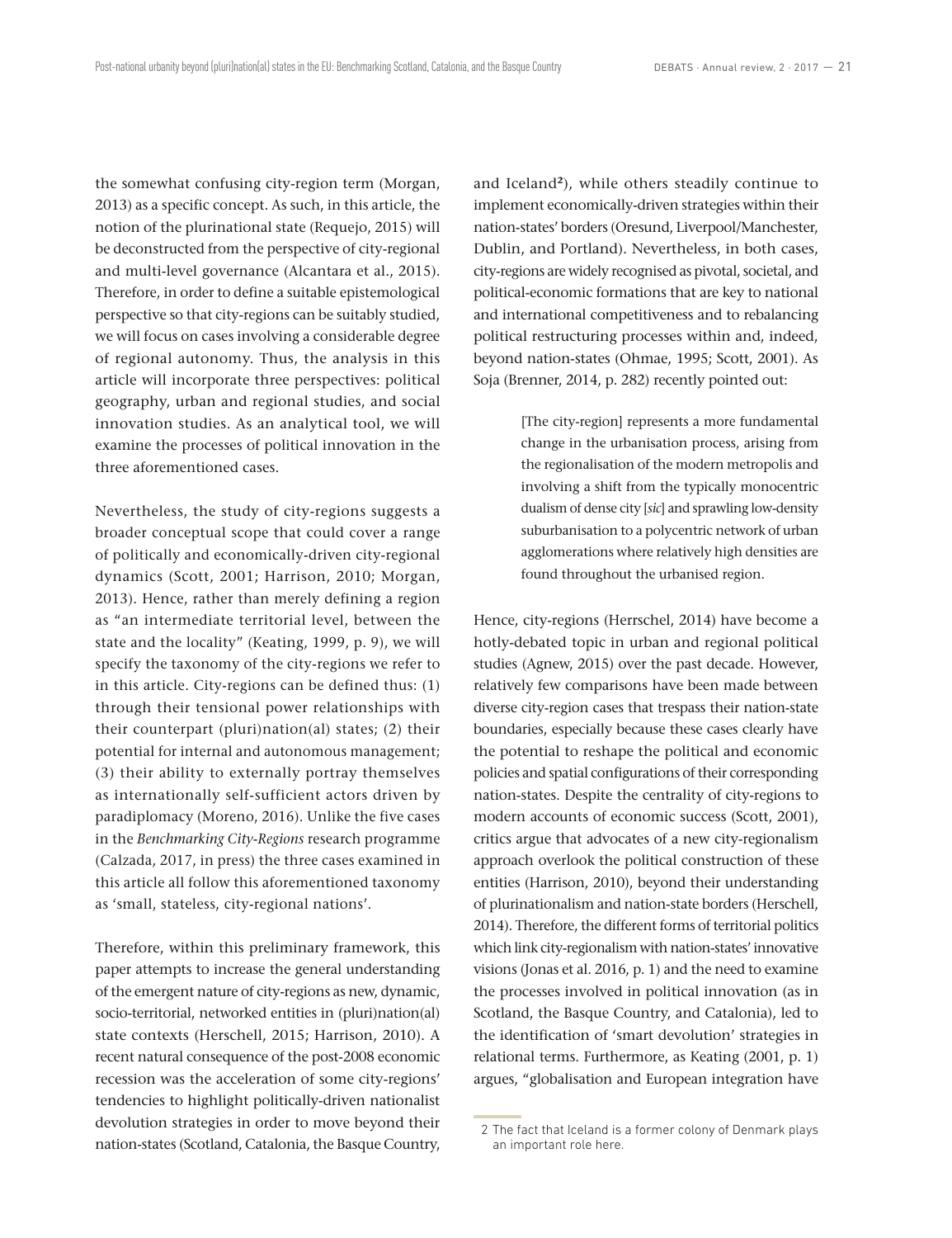the somewhat confusing city-region term (Morgan, 2013) as a specific concept. As such, in this article, the notion of the plurinational state (Requejo, 2015) will be deconstructed from the perspective of city-regional and multi-level governance (Alcantara et al., 2015). Therefore, in order to define a suitable epistemological perspective so that city-regions can be suitably studied, we will focus on cases involving a considerable degree of regional autonomy. Thus, the analysis in this article will incorporate three perspectives: political geography, urban and regional studies, and social innovation studies. As an analytical tool, we will examine the processes of political innovation in the three aforementioned cases.

Nevertheless, the study of city-regions suggests a broader conceptual scope that could cover a range of politically and economically-driven city-regional dynamics (Scott, 2001; Harrison, 2010; Morgan, 2013). Hence, rather than merely defining a region as "an intermediate territorial level, between the state and the locality" (Keating, 1999, p. 9), we will specify the taxonomy of the city-regions we refer to in this article. City-regions can be defined thus: (1) through their tensional power relationships with their counterpart (pluri)nation(al) states; (2) their potential for internal and autonomous management; (3) their ability to externally portray themselves as internationally self-sufficient actors driven by paradiplomacy (Moreno, 2016). Unlike the five cases in the *Benchmarking City-Regions* research programme (Calzada, 2017, in press) the three cases examined in this article all follow this aforementioned taxonomy as 'small, stateless, city-regional nations'.

Therefore, within this preliminary framework, this paper attempts to increase the general understanding of the emergent nature of city-regions as new, dynamic, socio-territorial, networked entities in (pluri)nation(al) state contexts (Herschell, 2015; Harrison, 2010). A recent natural consequence of the post-2008 economic recession was the acceleration of some city-regions' tendencies to highlight politically-driven nationalist devolution strategies in order to move beyond their nation-states (Scotland, Catalonia, the Basque Country, and Iceland[2]), while others steadily continue to implement economically-driven strategies within their nation-states' borders (Oresund, Liverpool/Manchester, Dublin, and Portland). Nevertheless, in both cases, city-regions are widely recognised as pivotal, societal, and political-economic formations that are key to national and international competitiveness and to rebalancing political restructuring processes within and, indeed, beyond nation-states (Ohmae, 1995; Scott, 2001). As Soja (Brenner, 2014, p. 282) recently pointed out:

> [The city-region] represents a more fundamental change in the urbanisation process, arising from the regionalisation of the modern metropolis and involving a shift from the typically monocentric dualism of dense city [*sic*] and sprawling low-density suburbanisation to a polycentric network of urban agglomerations where relatively high densities are found throughout the urbanised region.

Hence, city-regions (Herrschel, 2014) have become a hotly-debated topic in urban and regional political studies (Agnew, 2015) over the past decade. However, relatively few comparisons have been made between diverse city-region cases that trespass their nation-state boundaries, especially because these cases clearly have the potential to reshape the political and economic policies and spatial configurations of their corresponding nation-states. Despite the centrality of city-regions to modern accounts of economic success (Scott, 2001), critics argue that advocates of a new city-regionalism approach overlook the political construction of these entities (Harrison, 2010), beyond their understanding of plurinationalism and nation-state borders (Herschell, 2014). Therefore, the different forms of territorial politics which link city-regionalism with nation-states' innovative visions (Jonas et al. 2016, p. 1) and the need to examine the processes involved in political innovation (as in Scotland, the Basque Country, and Catalonia), led to the identification of 'smart devolution' strategies in relational terms. Furthermore, as Keating (2001, p. 1) argues, "globalisation and European integration have

2 The fact that Iceland is a former colony of Denmark plays an important role here.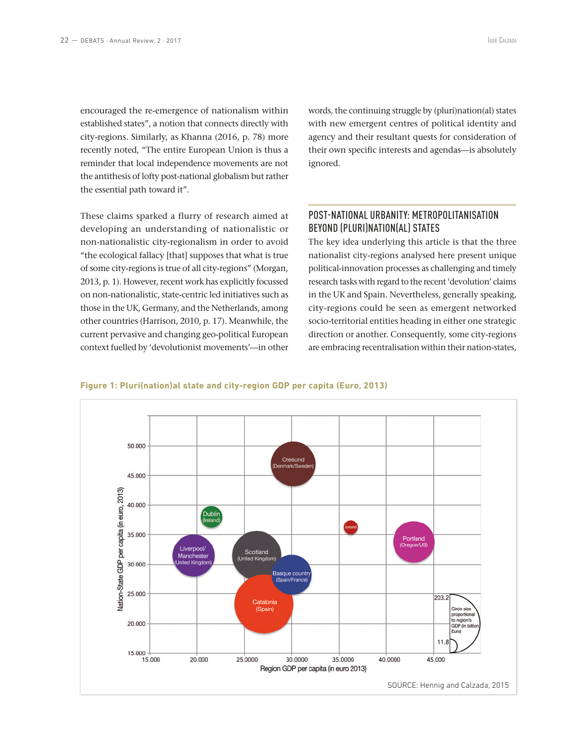encouraged the re-emergence of nationalism within established states", a notion that connects directly with city-regions. Similarly, as Khanna (2016, p. 78) more recently noted, "The entire European Union is thus a reminder that local independence movements are not the antithesis of lofty post-national globalism but rather the essential path toward it".

These claims sparked a flurry of research aimed at developing an understanding of nationalistic or non-nationalistic city-regionalism in order to avoid "the ecological fallacy [that] supposes that what is true of some city-regions is true of all city-regions" (Morgan, 2013, p. 1). However, recent work has explicitly focussed on non-nationalistic, state-centric led initiatives such as those in the UK, Germany, and the Netherlands, among other countries (Harrison, 2010, p. 17). Meanwhile, the current pervasive and changing geo-political European context fuelled by 'devolutionist movements'—in other words, the continuing struggle by (pluri)nation(al) states with new emergent centres of political identity and agency and their resultant quests for consideration of their own specific interests and agendas—is absolutely ignored.

## POST-NATIONAL URBANITY: METROPOLITANISATION BEYOND (PLURI)NATION(AL) STATES

The key idea underlying this article is that the three nationalist city-regions analysed here present unique political-innovation processes as challenging and timely research tasks with regard to the recent 'devolution' claims in the UK and Spain. Nevertheless, generally speaking, city-regions could be seen as emergent networked socio-territorial entities heading in either one strategic direction or another. Consequently, some city-regions are embracing recentralisation within their nation-states,

**Figure 1: Pluri(nation)al state and city-region GDP per capita (Euro, 2013)**

SOURCE: Hennig and Calzada, 2015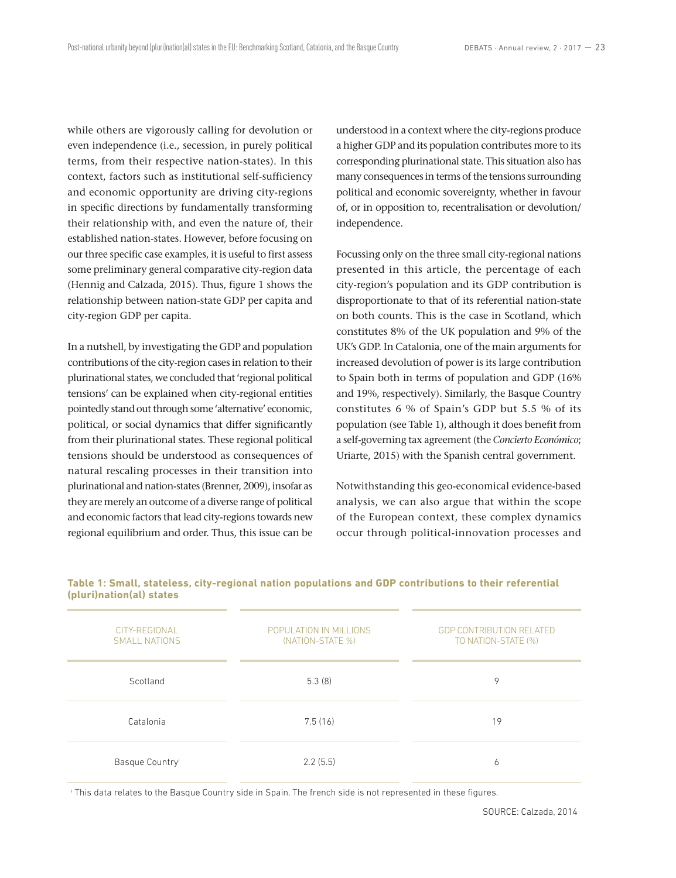while others are vigorously calling for devolution or even independence (i.e., secession, in purely political terms, from their respective nation-states). In this context, factors such as institutional self-sufficiency and economic opportunity are driving city-regions in specific directions by fundamentally transforming their relationship with, and even the nature of, their established nation-states. However, before focusing on our three specific case examples, it is useful to first assess some preliminary general comparative city-region data (Hennig and Calzada, 2015). Thus, figure 1 shows the relationship between nation-state GDP per capita and city-region GDP per capita.

In a nutshell, by investigating the GDP and population contributions of the city-region cases in relation to their plurinational states, we concluded that 'regional political tensions' can be explained when city-regional entities pointedly stand out through some 'alternative' economic, political, or social dynamics that differ significantly from their plurinational states. These regional political tensions should be understood as consequences of natural rescaling processes in their transition into plurinational and nation-states (Brenner, 2009), insofar as they are merely an outcome of a diverse range of political and economic factors that lead city-regions towards new regional equilibrium and order. Thus, this issue can be understood in a context where the city-regions produce a higher GDP and its population contributes more to its corresponding plurinational state. This situation also has many consequences in terms of the tensions surrounding political and economic sovereignty, whether in favour of, or in opposition to, recentralisation or devolution/ independence.

Focussing only on the three small city-regional nations presented in this article, the percentage of each city-region's population and its GDP contribution is disproportionate to that of its referential nation-state on both counts. This is the case in Scotland, which constitutes 8% of the UK population and 9% of the UK's GDP. In Catalonia, one of the main arguments for increased devolution of power is its large contribution to Spain both in terms of population and GDP (16% and 19%, respectively). Similarly, the Basque Country constitutes 6 % of Spain's GDP but 5.5 % of its population (see Table 1), although it does benefit from a self-governing tax agreement (the *Concierto Económico*; Uriarte, 2015) with the Spanish central government.

Notwithstanding this geo-economical evidence-based analysis, we can also argue that within the scope of the European context, these complex dynamics occur through political-innovation processes and

**Table 1: Small, stateless, city-regional nation populations and GDP contributions to their referential (pluri)nation(al) states**

| CITY-REGIONAL SMALL NATIONS | POPULATION IN MILLIONS (NATION-STATE %) | GDP CONTRIBUTION RELATED TO NATION-STATE (%) |
|---|---|---|
| Scotland | 5.3 (8) | 9 |
| Catalonia | 7.5 (16) | 19 |
| Basque Country[1] | 2.2 (5.5) | 6 |

[1] This data relates to the Basque Country side in Spain. The french side is not represented in these figures.

SOURCE: Calzada, 2014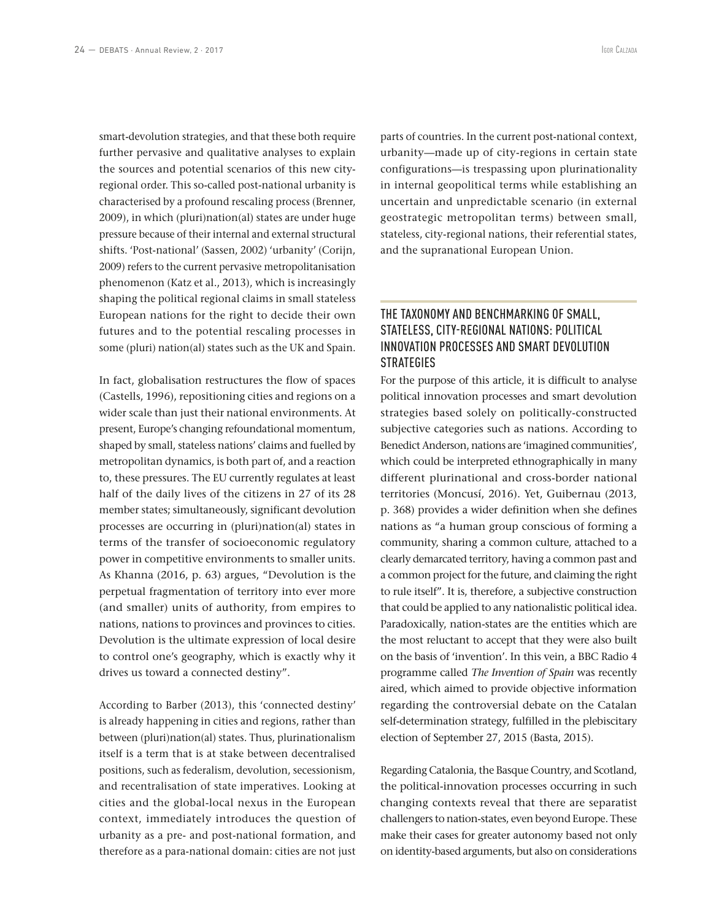smart-devolution strategies, and that these both require further pervasive and qualitative analyses to explain the sources and potential scenarios of this new city-regional order. This so-called post-national urbanity is characterised by a profound rescaling process (Brenner, 2009), in which (pluri)nation(al) states are under huge pressure because of their internal and external structural shifts. 'Post-national' (Sassen, 2002) 'urbanity' (Corijn, 2009) refers to the current pervasive metropolitanisation phenomenon (Katz et al., 2013), which is increasingly shaping the political regional claims in small stateless European nations for the right to decide their own futures and to the potential rescaling processes in some (pluri) nation(al) states such as the UK and Spain.

In fact, globalisation restructures the flow of spaces (Castells, 1996), repositioning cities and regions on a wider scale than just their national environments. At present, Europe's changing refoundational momentum, shaped by small, stateless nations' claims and fuelled by metropolitan dynamics, is both part of, and a reaction to, these pressures. The EU currently regulates at least half of the daily lives of the citizens in 27 of its 28 member states; simultaneously, significant devolution processes are occurring in (pluri)nation(al) states in terms of the transfer of socioeconomic regulatory power in competitive environments to smaller units. As Khanna (2016, p. 63) argues, "Devolution is the perpetual fragmentation of territory into ever more (and smaller) units of authority, from empires to nations, nations to provinces and provinces to cities. Devolution is the ultimate expression of local desire to control one's geography, which is exactly why it drives us toward a connected destiny".

According to Barber (2013), this 'connected destiny' is already happening in cities and regions, rather than between (pluri)nation(al) states. Thus, plurinationalism itself is a term that is at stake between decentralised positions, such as federalism, devolution, secessionism, and recentralisation of state imperatives. Looking at cities and the global-local nexus in the European context, immediately introduces the question of urbanity as a pre- and post-national formation, and therefore as a para-national domain: cities are not just parts of countries. In the current post-national context, urbanity—made up of city-regions in certain state configurations—is trespassing upon plurinationality in internal geopolitical terms while establishing an uncertain and unpredictable scenario (in external geostrategic metropolitan terms) between small, stateless, city-regional nations, their referential states, and the supranational European Union.

## THE TAXONOMY AND BENCHMARKING OF SMALL, STATELESS, CITY-REGIONAL NATIONS: POLITICAL INNOVATION PROCESSES AND SMART DEVOLUTION STRATEGIES

For the purpose of this article, it is difficult to analyse political innovation processes and smart devolution strategies based solely on politically-constructed subjective categories such as nations. According to Benedict Anderson, nations are 'imagined communities', which could be interpreted ethnographically in many different plurinational and cross-border national territories (Moncusí, 2016). Yet, Guibernau (2013, p. 368) provides a wider definition when she defines nations as "a human group conscious of forming a community, sharing a common culture, attached to a clearly demarcated territory, having a common past and a common project for the future, and claiming the right to rule itself". It is, therefore, a subjective construction that could be applied to any nationalistic political idea. Paradoxically, nation-states are the entities which are the most reluctant to accept that they were also built on the basis of 'invention'. In this vein, a BBC Radio 4 programme called *The Invention of Spain* was recently aired, which aimed to provide objective information regarding the controversial debate on the Catalan self-determination strategy, fulfilled in the plebiscitary election of September 27, 2015 (Basta, 2015).

Regarding Catalonia, the Basque Country, and Scotland, the political-innovation processes occurring in such changing contexts reveal that there are separatist challengers to nation-states, even beyond Europe. These make their cases for greater autonomy based not only on identity-based arguments, but also on considerations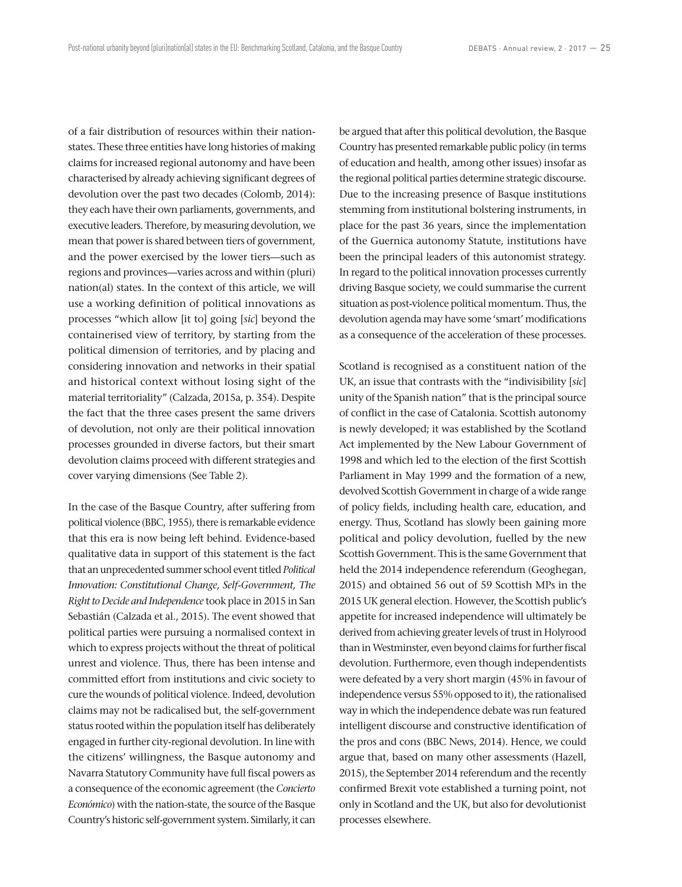of a fair distribution of resources within their nation-states. These three entities have long histories of making claims for increased regional autonomy and have been characterised by already achieving significant degrees of devolution over the past two decades (Colomb, 2014): they each have their own parliaments, governments, and executive leaders. Therefore, by measuring devolution, we mean that power is shared between tiers of government, and the power exercised by the lower tiers—such as regions and provinces—varies across and within (pluri) nation(al) states. In the context of this article, we will use a working definition of political innovations as processes "which allow [it to] going [*sic*] beyond the containerised view of territory, by starting from the political dimension of territories, and by placing and considering innovation and networks in their spatial and historical context without losing sight of the material territoriality" (Calzada, 2015a, p. 354). Despite the fact that the three cases present the same drivers of devolution, not only are their political innovation processes grounded in diverse factors, but their smart devolution claims proceed with different strategies and cover varying dimensions (See Table 2).

In the case of the Basque Country, after suffering from political violence (BBC, 1955), there is remarkable evidence that this era is now being left behind. Evidence-based qualitative data in support of this statement is the fact that an unprecedented summer school event titled *Political Innovation: Constitutional Change, Self-Government, The Right to Decide and Independence* took place in 2015 in San Sebastián (Calzada et al., 2015). The event showed that political parties were pursuing a normalised context in which to express projects without the threat of political unrest and violence. Thus, there has been intense and committed effort from institutions and civic society to cure the wounds of political violence. Indeed, devolution claims may not be radicalised but, the self-government status rooted within the population itself has deliberately engaged in further city-regional devolution. In line with the citizens' willingness, the Basque autonomy and Navarra Statutory Community have full fiscal powers as a consequence of the economic agreement (the *Concierto Económico*) with the nation-state, the source of the Basque Country's historic self-government system. Similarly, it can be argued that after this political devolution, the Basque Country has presented remarkable public policy (in terms of education and health, among other issues) insofar as the regional political parties determine strategic discourse. Due to the increasing presence of Basque institutions stemming from institutional bolstering instruments, in place for the past 36 years, since the implementation of the Guernica autonomy Statute, institutions have been the principal leaders of this autonomist strategy. In regard to the political innovation processes currently driving Basque society, we could summarise the current situation as post-violence political momentum. Thus, the devolution agenda may have some 'smart' modifications as a consequence of the acceleration of these processes.

Scotland is recognised as a constituent nation of the UK, an issue that contrasts with the "indivisibility [*sic*] unity of the Spanish nation" that is the principal source of conflict in the case of Catalonia. Scottish autonomy is newly developed; it was established by the Scotland Act implemented by the New Labour Government of 1998 and which led to the election of the first Scottish Parliament in May 1999 and the formation of a new, devolved Scottish Government in charge of a wide range of policy fields, including health care, education, and energy. Thus, Scotland has slowly been gaining more political and policy devolution, fuelled by the new Scottish Government. This is the same Government that held the 2014 independence referendum (Geoghegan, 2015) and obtained 56 out of 59 Scottish MPs in the 2015 UK general election. However, the Scottish public's appetite for increased independence will ultimately be derived from achieving greater levels of trust in Holyrood than in Westminster, even beyond claims for further fiscal devolution. Furthermore, even though independentists were defeated by a very short margin (45% in favour of independence versus 55% opposed to it), the rationalised way in which the independence debate was run featured intelligent discourse and constructive identification of the pros and cons (BBC News, 2014). Hence, we could argue that, based on many other assessments (Hazell, 2015), the September 2014 referendum and the recently confirmed Brexit vote established a turning point, not only in Scotland and the UK, but also for devolutionist processes elsewhere.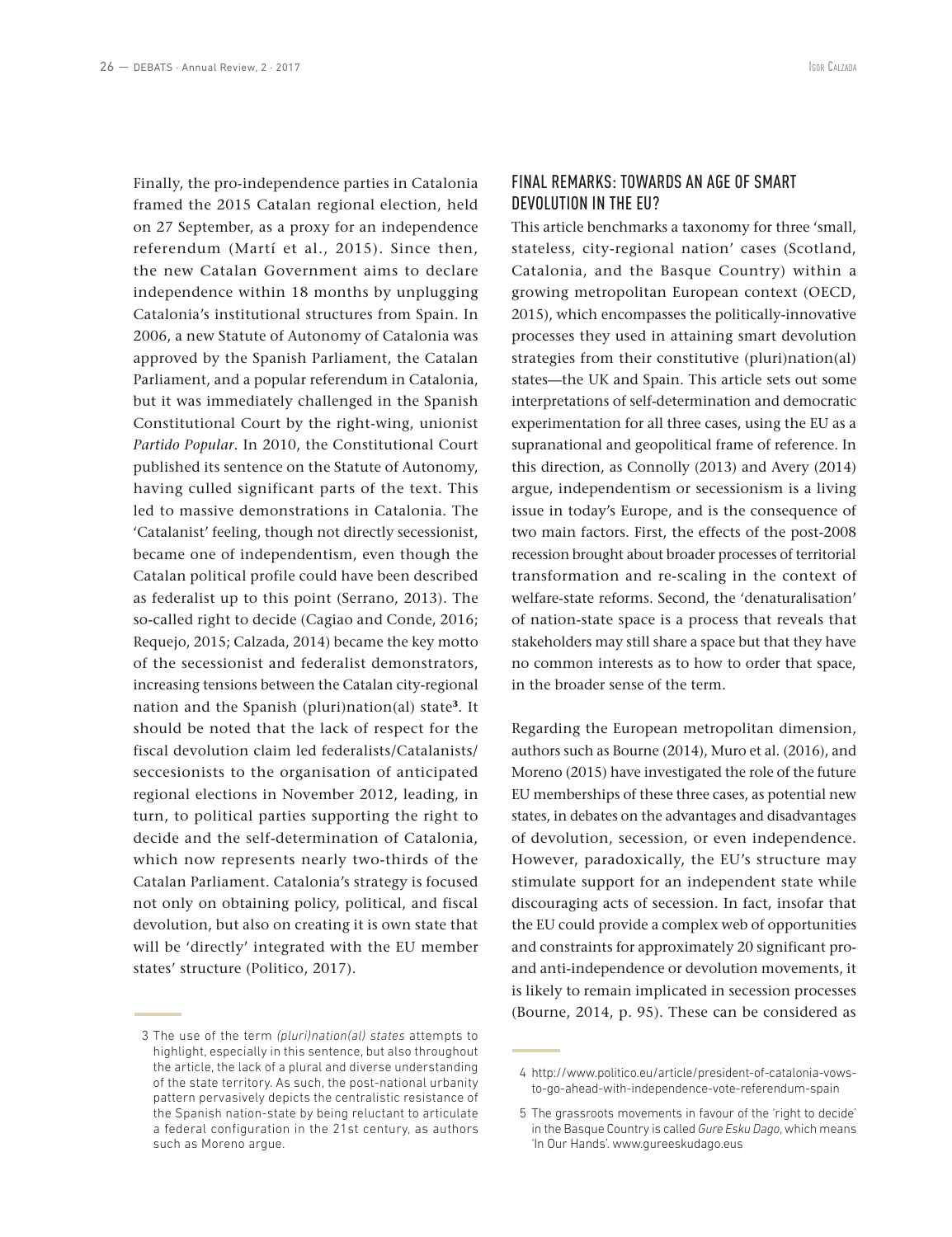Finally, the pro-independence parties in Catalonia framed the 2015 Catalan regional election, held on 27 September, as a proxy for an independence referendum (Martí et al., 2015). Since then, the new Catalan Government aims to declare independence within 18 months by unplugging Catalonia's institutional structures from Spain. In 2006, a new Statute of Autonomy of Catalonia was approved by the Spanish Parliament, the Catalan Parliament, and a popular referendum in Catalonia, but it was immediately challenged in the Spanish Constitutional Court by the right-wing, unionist *Partido Popular*. In 2010, the Constitutional Court published its sentence on the Statute of Autonomy, having culled significant parts of the text. This led to massive demonstrations in Catalonia. The 'Catalanist' feeling, though not directly secessionist, became one of independentism, even though the Catalan political profile could have been described as federalist up to this point (Serrano, 2013). The so-called right to decide (Cagiao and Conde, 2016; Requejo, 2015; Calzada, 2014) became the key motto of the secessionist and federalist demonstrators, increasing tensions between the Catalan city-regional nation and the Spanish (pluri)nation(al) state[3]. It should be noted that the lack of respect for the fiscal devolution claim led federalists/Catalanists/seccesionists to the organisation of anticipated regional elections in November 2012, leading, in turn, to political parties supporting the right to decide and the self-determination of Catalonia, which now represents nearly two-thirds of the Catalan Parliament. Catalonia's strategy is focused not only on obtaining policy, political, and fiscal devolution, but also on creating it is own state that will be 'directly' integrated with the EU member states' structure (Politico, 2017).

## FINAL REMARKS: TOWARDS AN AGE OF SMART DEVOLUTION IN THE EU?

This article benchmarks a taxonomy for three 'small, stateless, city-regional nation' cases (Scotland, Catalonia, and the Basque Country) within a growing metropolitan European context (OECD, 2015), which encompasses the politically-innovative processes they used in attaining smart devolution strategies from their constitutive (pluri)nation(al) states—the UK and Spain. This article sets out some interpretations of self-determination and democratic experimentation for all three cases, using the EU as a supranational and geopolitical frame of reference. In this direction, as Connolly (2013) and Avery (2014) argue, independentism or secessionism is a living issue in today's Europe, and is the consequence of two main factors. First, the effects of the post-2008 recession brought about broader processes of territorial transformation and re-scaling in the context of welfare-state reforms. Second, the 'denaturalisation' of nation-state space is a process that reveals that stakeholders may still share a space but that they have no common interests as to how to order that space, in the broader sense of the term.

Regarding the European metropolitan dimension, authors such as Bourne (2014), Muro et al. (2016), and Moreno (2015) have investigated the role of the future EU memberships of these three cases, as potential new states, in debates on the advantages and disadvantages of devolution, secession, or even independence. However, paradoxically, the EU's structure may stimulate support for an independent state while discouraging acts of secession. In fact, insofar that the EU could provide a complex web of opportunities and constraints for approximately 20 significant pro- and anti-independence or devolution movements, it is likely to remain implicated in secession processes (Bourne, 2014, p. 95). These can be considered as

---

3 The use of the term *(pluri)nation(al) states* attempts to highlight, especially in this sentence, but also throughout the article, the lack of a plural and diverse understanding of the state territory. As such, the post-national urbanity pattern pervasively depicts the centralistic resistance of the Spanish nation-state by being reluctant to articulate a federal configuration in the 21st century, as authors such as Moreno argue.

4 http://www.politico.eu/article/president-of-catalonia-vows-to-go-ahead-with-independence-vote-referendum-spain

5 The grassroots movements in favour of the 'right to decide' in the Basque Country is called *Gure Esku Dago*, which means 'In Our Hands'. www.gureeskudago.eus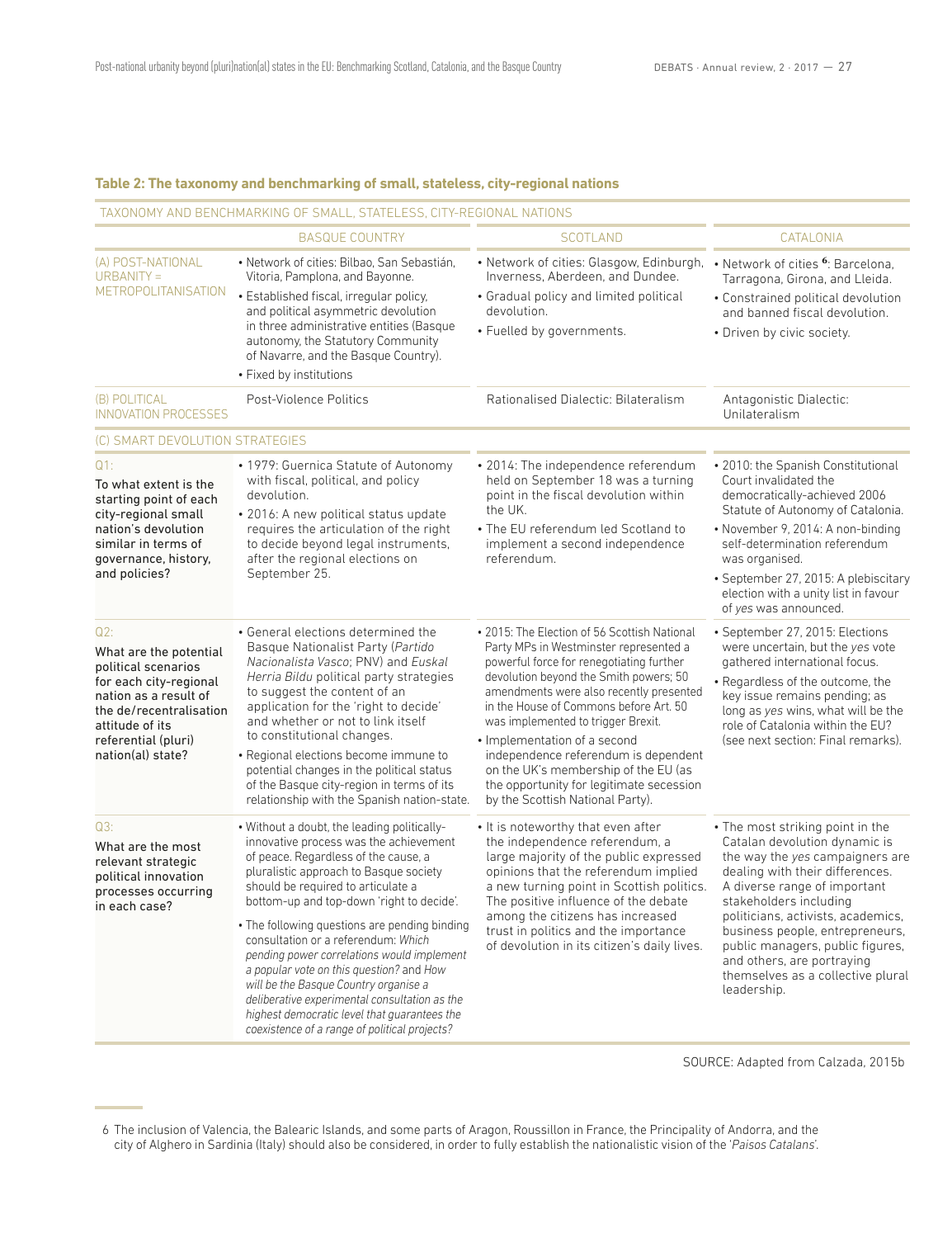**Table 2: The taxonomy and benchmarking of small, stateless, city-regional nations**

| TAXONOMY AND BENCHMARKING OF SMALL, STATELESS, CITY-REGIONAL NATIONS | | | |
|---|---|---|---|
| | BASQUE COUNTRY | SCOTLAND | CATALONIA |
| (A) POST-NATIONAL URBANITY = METROPOLITANISATION | • Network of cities: Bilbao, San Sebastián, Vitoria, Pamplona, and Bayonne.<br>• Established fiscal, irregular policy, and political asymmetric devolution in three administrative entities (Basque autonomy, the Statutory Community of Navarre, and the Basque Country).<br>• Fixed by institutions | • Network of cities: Glasgow, Edinburgh, Inverness, Aberdeen, and Dundee.<br>• Gradual policy and limited political devolution.<br>• Fuelled by governments. | • Network of cities [6]: Barcelona, Tarragona, Girona, and Lleida.<br>• Constrained political devolution and banned fiscal devolution.<br>• Driven by civic society. |
| (B) POLITICAL INNOVATION PROCESSES | Post-Violence Politics | Rationalised Dialectic: Bilateralism | Antagonistic Dialectic: Unilateralism |
| (C) SMART DEVOLUTION STRATEGIES | | | |
| Q1: To what extent is the starting point of each city-regional small nation's devolution similar in terms of governance, history, and policies? | • 1979: Guernica Statute of Autonomy with fiscal, political, and policy devolution.<br>• 2016: A new political status update requires the articulation of the right to decide beyond legal instruments, after the regional elections on September 25. | • 2014: The independence referendum held on September 18 was a turning point in the fiscal devolution within the UK.<br>• The EU referendum led Scotland to implement a second independence referendum. | • 2010: the Spanish Constitutional Court invalidated the democratically-achieved 2006 Statute of Autonomy of Catalonia.<br>• November 9, 2014: A non-binding self-determination referendum was organised.<br>• September 27, 2015: A plebiscitary election with a unity list in favour of *yes* was announced. |
| Q2: What are the potential political scenarios for each city-regional nation as a result of the de/recentralisation attitude of its referential (pluri) nation(al) state? | • General elections determined the Basque Nationalist Party (*Partido Nacionalista Vasco*; PNV) and *Euskal Herria Bildu* political party strategies to suggest the content of an application for the 'right to decide' and whether or not to link itself to constitutional changes.<br>• Regional elections become immune to potential changes in the political status of the Basque city-region in terms of its relationship with the Spanish nation-state. | • 2015: The Election of 56 Scottish National Party MPs in Westminster represented a powerful force for renegotiating further devolution beyond the Smith powers; 50 amendments were also recently presented in the House of Commons before Art. 50 was implemented to trigger Brexit.<br>• Implementation of a second independence referendum is dependent on the UK's membership of the EU (as the opportunity for legitimate secession by the Scottish National Party). | • September 27, 2015: Elections were uncertain, but the *yes* vote gathered international focus.<br>• Regardless of the outcome, the key issue remains pending; as long as *yes* wins, what will be the role of Catalonia within the EU? (see next section: Final remarks). |
| Q3: What are the most relevant strategic political innovation processes occurring in each case? | • Without a doubt, the leading politically-innovative process was the achievement of peace. Regardless of the cause, a pluralistic approach to Basque society should be required to articulate a bottom-up and top-down 'right to decide'.<br>• The following questions are pending binding consultation or a referendum: *Which pending power correlations would implement a popular vote on this question?* and *How will be the Basque Country organise a deliberative experimental consultation as the highest democratic level that guarantees the coexistence of a range of political projects?* | • It is noteworthy that even after the independence referendum, a large majority of the public expressed opinions that the referendum implied a new turning point in Scottish politics. The positive influence of the debate among the citizens has increased trust in politics and the importance of devolution in its citizen's daily lives. | • The most striking point in the Catalan devolution dynamic is the way the *yes* campaigners are dealing with their differences. A diverse range of important stakeholders including politicians, activists, academics, business people, entrepreneurs, public managers, public figures, and others, are portraying themselves as a collective plural leadership. |

SOURCE: Adapted from Calzada, 2015b

6 The inclusion of Valencia, the Balearic Islands, and some parts of Aragon, Roussillon in France, the Principality of Andorra, and the city of Alghero in Sardinia (Italy) should also be considered, in order to fully establish the nationalistic vision of the '*Paisos Catalans*'.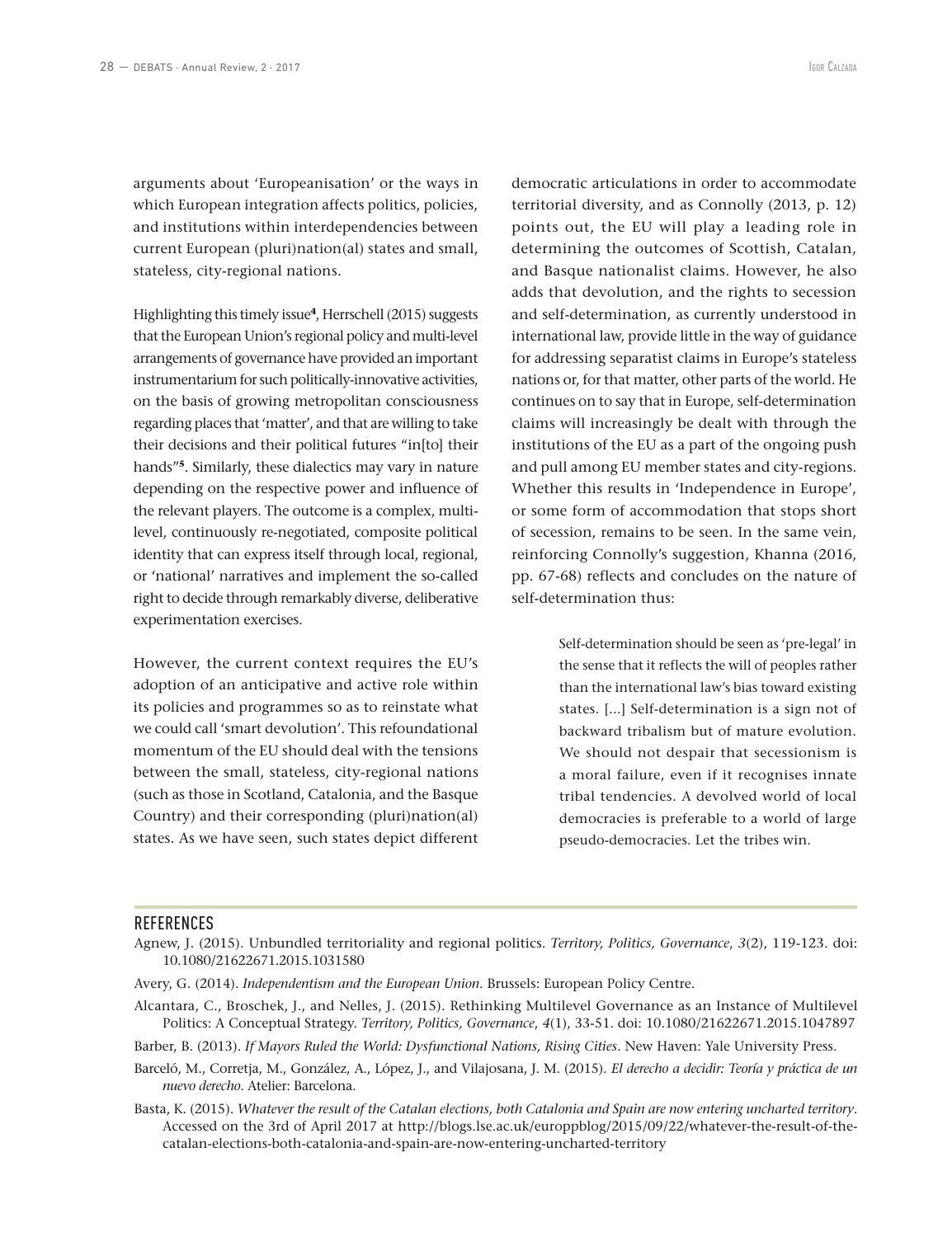arguments about 'Europeanisation' or the ways in which European integration affects politics, policies, and institutions within interdependencies between current European (pluri)nation(al) states and small, stateless, city-regional nations.

Highlighting this timely issue[4], Herrschell (2015) suggests that the European Union's regional policy and multi-level arrangements of governance have provided an important instrumentarium for such politically-innovative activities, on the basis of growing metropolitan consciousness regarding places that 'matter', and that are willing to take their decisions and their political futures "in[to] their hands"[5]. Similarly, these dialectics may vary in nature depending on the respective power and influence of the relevant players. The outcome is a complex, multi-level, continuously re-negotiated, composite political identity that can express itself through local, regional, or 'national' narratives and implement the so-called right to decide through remarkably diverse, deliberative experimentation exercises.

However, the current context requires the EU's adoption of an anticipative and active role within its policies and programmes so as to reinstate what we could call 'smart devolution'. This refoundational momentum of the EU should deal with the tensions between the small, stateless, city-regional nations (such as those in Scotland, Catalonia, and the Basque Country) and their corresponding (pluri)nation(al) states. As we have seen, such states depict different democratic articulations in order to accommodate territorial diversity, and as Connolly (2013, p. 12) points out, the EU will play a leading role in determining the outcomes of Scottish, Catalan, and Basque nationalist claims. However, he also adds that devolution, and the rights to secession and self-determination, as currently understood in international law, provide little in the way of guidance for addressing separatist claims in Europe's stateless nations or, for that matter, other parts of the world. He continues on to say that in Europe, self-determination claims will increasingly be dealt with through the institutions of the EU as a part of the ongoing push and pull among EU member states and city-regions. Whether this results in 'Independence in Europe', or some form of accommodation that stops short of secession, remains to be seen. In the same vein, reinforcing Connolly's suggestion, Khanna (2016, pp. 67-68) reflects and concludes on the nature of self-determination thus:

> Self-determination should be seen as 'pre-legal' in the sense that it reflects the will of peoples rather than the international law's bias toward existing states. [...] Self-determination is a sign not of backward tribalism but of mature evolution. We should not despair that secessionism is a moral failure, even if it recognises innate tribal tendencies. A devolved world of local democracies is preferable to a world of large pseudo-democracies. Let the tribes win.

## REFERENCES

Agnew, J. (2015). Unbundled territoriality and regional politics. *Territory, Politics, Governance*, *3*(2), 119-123. doi: 10.1080/21622671.2015.1031580

Avery, G. (2014). *Independentism and the European Union*. Brussels: European Policy Centre.

Alcantara, C., Broschek, J., and Nelles, J. (2015). Rethinking Multilevel Governance as an Instance of Multilevel Politics: A Conceptual Strategy. *Territory, Politics, Governance*, *4*(1), 33-51. doi: 10.1080/21622671.2015.1047897

Barber, B. (2013). *If Mayors Ruled the World: Dysfunctional Nations, Rising Cities*. New Haven: Yale University Press.

Barceló, M., Corretja, M., González, A., López, J., and Vilajosana, J. M. (2015). *El derecho a decidir: Teoría y práctica de un nuevo derecho*. Atelier: Barcelona.

Basta, K. (2015). *Whatever the result of the Catalan elections, both Catalonia and Spain are now entering uncharted territory*. Accessed on the 3rd of April 2017 at http://blogs.lse.ac.uk/europpblog/2015/09/22/whatever-the-result-of-the-catalan-elections-both-catalonia-and-spain-are-now-entering-uncharted-territory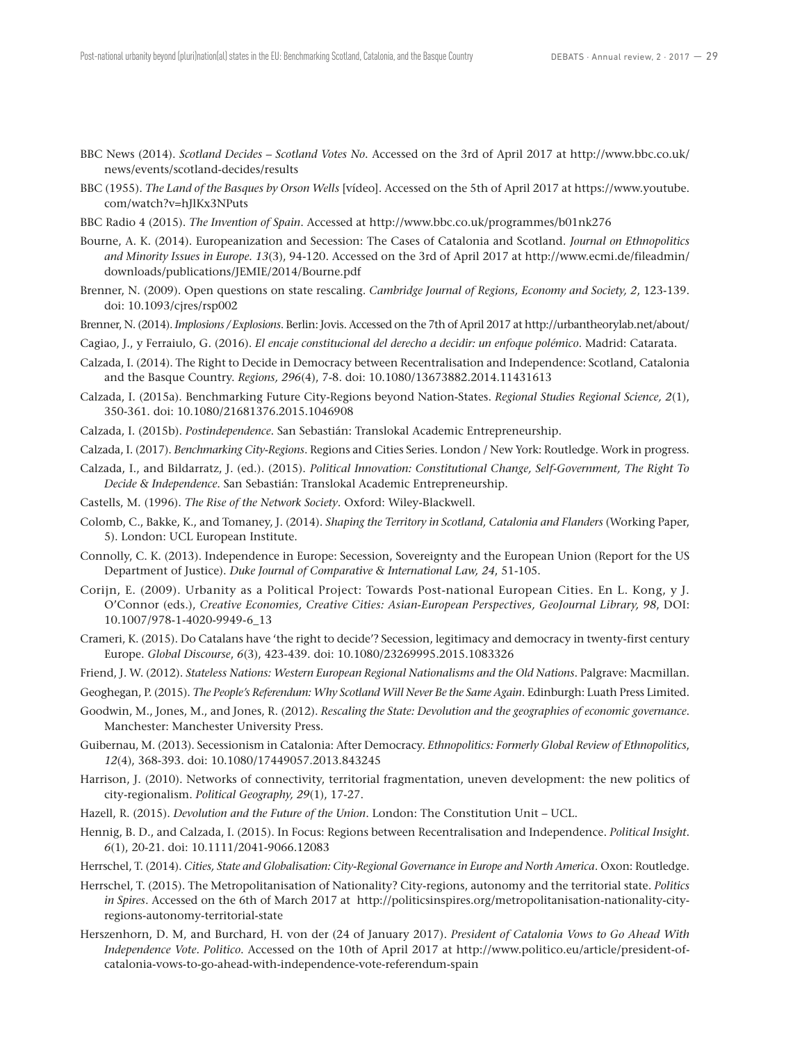BBC News (2014). *Scotland Decides – Scotland Votes No*. Accessed on the 3rd of April 2017 at http://www.bbc.co.uk/news/events/scotland-decides/results

BBC (1955). *The Land of the Basques by Orson Wells* [vídeo]. Accessed on the 5th of April 2017 at https://www.youtube.com/watch?v=hJlKx3NPuts

BBC Radio 4 (2015). *The Invention of Spain*. Accessed at http://www.bbc.co.uk/programmes/b01nk276

Bourne, A. K. (2014). Europeanization and Secession: The Cases of Catalonia and Scotland. *Journal on Ethnopolitics and Minority Issues in Europe. 13*(3), 94-120. Accessed on the 3rd of April 2017 at http://www.ecmi.de/fileadmin/downloads/publications/JEMIE/2014/Bourne.pdf

Brenner, N. (2009). Open questions on state rescaling. *Cambridge Journal of Regions, Economy and Society, 2*, 123-139. doi: 10.1093/cjres/rsp002

Brenner, N. (2014). *Implosions / Explosions*. Berlin: Jovis. Accessed on the 7th of April 2017 at http://urbantheorylab.net/about/

Cagiao, J., y Ferraiulo, G. (2016). *El encaje constitucional del derecho a decidir: un enfoque polémico*. Madrid: Catarata.

Calzada, I. (2014). The Right to Decide in Democracy between Recentralisation and Independence: Scotland, Catalonia and the Basque Country. *Regions, 296*(4), 7-8. doi: 10.1080/13673882.2014.11431613

Calzada, I. (2015a). Benchmarking Future City-Regions beyond Nation-States. *Regional Studies Regional Science, 2*(1), 350-361. doi: 10.1080/21681376.2015.1046908

Calzada, I. (2015b). *Postindependence*. San Sebastián: Translokal Academic Entrepreneurship.

Calzada, I. (2017). *Benchmarking City-Regions*. Regions and Cities Series. London / New York: Routledge. Work in progress.

Calzada, I., and Bildarratz, J. (ed.). (2015). *Political Innovation: Constitutional Change, Self-Government, The Right To Decide & Independence*. San Sebastián: Translokal Academic Entrepreneurship.

Castells, M. (1996). *The Rise of the Network Society*. Oxford: Wiley-Blackwell.

Colomb, C., Bakke, K., and Tomaney, J. (2014). *Shaping the Territory in Scotland, Catalonia and Flanders* (Working Paper, 5). London: UCL European Institute.

Connolly, C. K. (2013). Independence in Europe: Secession, Sovereignty and the European Union (Report for the US Department of Justice). *Duke Journal of Comparative & International Law, 24*, 51-105.

Corijn, E. (2009). Urbanity as a Political Project: Towards Post-national European Cities. En L. Kong, y J. O'Connor (eds.), *Creative Economies, Creative Cities: Asian-European Perspectives, GeoJournal Library, 98*, DOI: 10.1007/978-1-4020-9949-6_13

Crameri, K. (2015). Do Catalans have 'the right to decide'? Secession, legitimacy and democracy in twenty-first century Europe. *Global Discourse*, *6*(3), 423-439. doi: 10.1080/23269995.2015.1083326

Friend, J. W. (2012). *Stateless Nations: Western European Regional Nationalisms and the Old Nations*. Palgrave: Macmillan.

Geoghegan, P. (2015). *The People's Referendum: Why Scotland Will Never Be the Same Again*. Edinburgh: Luath Press Limited.

Goodwin, M., Jones, M., and Jones, R. (2012). *Rescaling the State: Devolution and the geographies of economic governance*. Manchester: Manchester University Press.

Guibernau, M. (2013). Secessionism in Catalonia: After Democracy. *Ethnopolitics: Formerly Global Review of Ethnopolitics*, *12*(4), 368-393. doi: 10.1080/17449057.2013.843245

Harrison, J. (2010). Networks of connectivity, territorial fragmentation, uneven development: the new politics of city-regionalism. *Political Geography, 29*(1), 17-27.

Hazell, R. (2015). *Devolution and the Future of the Union*. London: The Constitution Unit – UCL.

Hennig, B. D., and Calzada, I. (2015). In Focus: Regions between Recentralisation and Independence. *Political Insight*. *6*(1), 20-21. doi: 10.1111/2041-9066.12083

Herrschel, T. (2014). *Cities, State and Globalisation: City-Regional Governance in Europe and North America*. Oxon: Routledge.

Herrschel, T. (2015). The Metropolitanisation of Nationality? City-regions, autonomy and the territorial state. *Politics in Spires*. Accessed on the 6th of March 2017 at http://politicsinspires.org/metropolitanisation-nationality-city-regions-autonomy-territorial-state

Herszenhorn, D. M, and Burchard, H. von der (24 of January 2017). *President of Catalonia Vows to Go Ahead With Independence Vote*. *Politico*. Accessed on the 10th of April 2017 at http://www.politico.eu/article/president-of-catalonia-vows-to-go-ahead-with-independence-vote-referendum-spain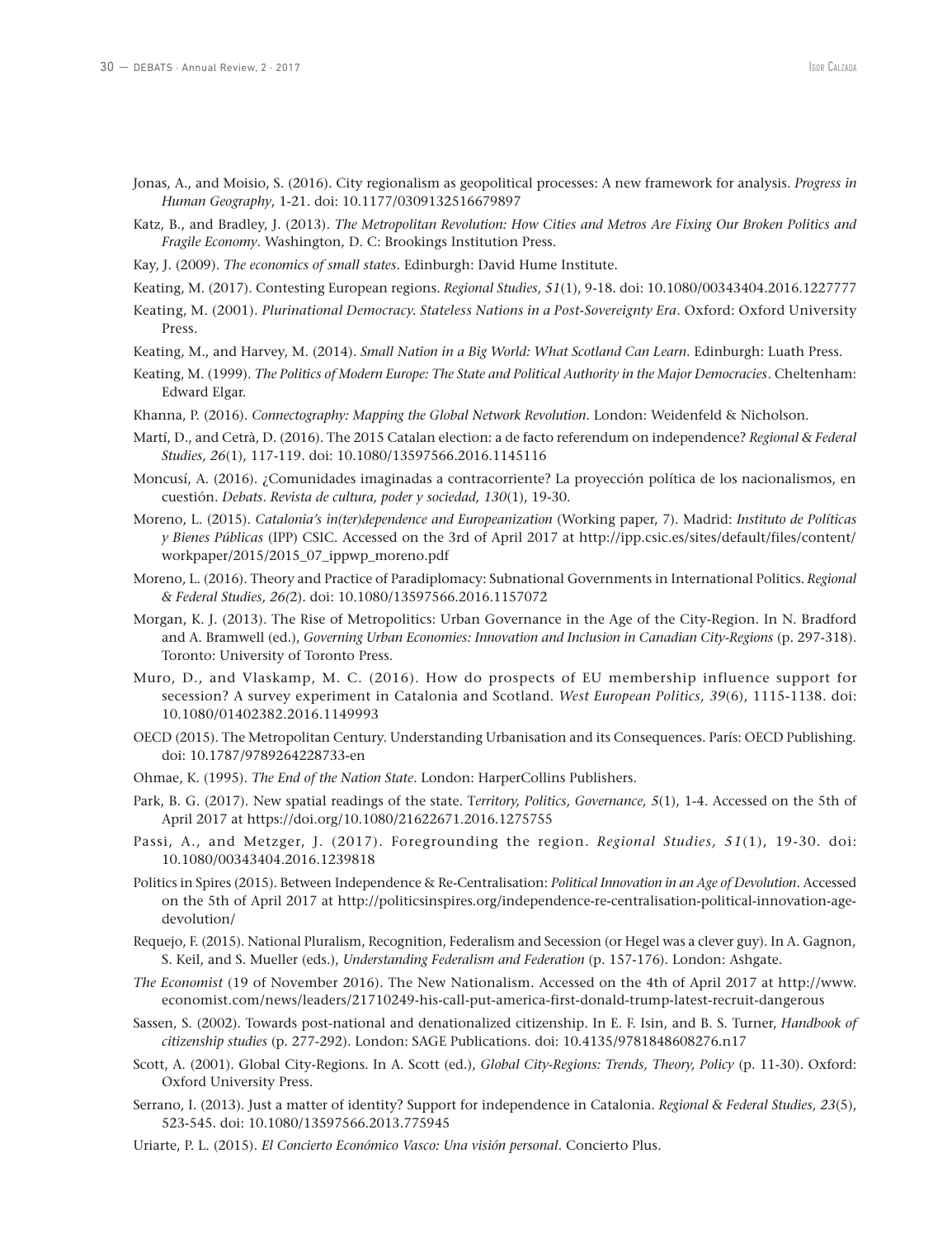Jonas, A., and Moisio, S. (2016). City regionalism as geopolitical processes: A new framework for analysis. *Progress in Human Geography*, 1-21. doi: 10.1177/0309132516679897

Katz, B., and Bradley, J. (2013). *The Metropolitan Revolution: How Cities and Metros Are Fixing Our Broken Politics and Fragile Economy*. Washington, D. C: Brookings Institution Press.

Kay, J. (2009). *The economics of small states*. Edinburgh: David Hume Institute.

Keating, M. (2017). Contesting European regions. *Regional Studies, 51*(1), 9-18. doi: 10.1080/00343404.2016.1227777

Keating, M. (2001). *Plurinational Democracy. Stateless Nations in a Post-Sovereignty Era*. Oxford: Oxford University Press.

Keating, M., and Harvey, M. (2014). *Small Nation in a Big World: What Scotland Can Learn*. Edinburgh: Luath Press.

Keating, M. (1999). *The Politics of Modern Europe: The State and Political Authority in the Major Democracies*. Cheltenham: Edward Elgar.

Khanna, P. (2016). *Connectography: Mapping the Global Network Revolution.* London: Weidenfeld & Nicholson.

Martí, D., and Cetrà, D. (2016). The 2015 Catalan election: a de facto referendum on independence? *Regional & Federal Studies, 26*(1), 117-119. doi: 10.1080/13597566.2016.1145116

Moncusí, A. (2016). ¿Comunidades imaginadas a contracorriente? La proyección política de los nacionalismos, en cuestión. *Debats. Revista de cultura, poder y sociedad, 130*(1), 19-30.

Moreno, L. (2015). *Catalonia's in(ter)dependence and Europeanization* (Working paper, 7). Madrid: *Instituto de Políticas y Bienes Públicas* (IPP) CSIC. Accessed on the 3rd of April 2017 at http://ipp.csic.es/sites/default/files/content/workpaper/2015/2015_07_ippwp_moreno.pdf

Moreno, L. (2016). Theory and Practice of Paradiplomacy: Subnational Governments in International Politics. *Regional & Federal Studies, 26(*2). doi: 10.1080/13597566.2016.1157072

Morgan, K. J. (2013). The Rise of Metropolitics: Urban Governance in the Age of the City-Region. In N. Bradford and A. Bramwell (ed.), *Governing Urban Economies: Innovation and Inclusion in Canadian City-Regions* (p. 297-318). Toronto: University of Toronto Press.

Muro, D., and Vlaskamp, M. C. (2016). How do prospects of EU membership influence support for secession? A survey experiment in Catalonia and Scotland. *West European Politics, 39*(6), 1115-1138. doi: 10.1080/01402382.2016.1149993

OECD (2015). The Metropolitan Century. Understanding Urbanisation and its Consequences. París: OECD Publishing. doi: 10.1787/9789264228733-en

Ohmae, K. (1995). *The End of the Nation State*. London: HarperCollins Publishers.

Park, B. G. (2017). New spatial readings of the state. T*erritory, Politics, Governance, 5*(1), 1-4. Accessed on the 5th of April 2017 at https://doi.org/10.1080/21622671.2016.1275755

Passi, A., and Metzger, J. (2017). Foregrounding the region. *Regional Studies, 51*(1), 19-30. doi: 10.1080/00343404.2016.1239818

Politics in Spires (2015). Between Independence & Re-Centralisation: *Political Innovation in an Age of Devolution*. Accessed on the 5th of April 2017 at http://politicsinspires.org/independence-re-centralisation-political-innovation-age-devolution/

Requejo, F. (2015). National Pluralism, Recognition, Federalism and Secession (or Hegel was a clever guy). In A. Gagnon, S. Keil, and S. Mueller (eds.), *Understanding Federalism and Federation* (p. 157-176). London: Ashgate.

*The Economist* (19 of November 2016). The New Nationalism. Accessed on the 4th of April 2017 at http://www.economist.com/news/leaders/21710249-his-call-put-america-first-donald-trump-latest-recruit-dangerous

Sassen, S. (2002). Towards post-national and denationalized citizenship. In E. F. Isin, and B. S. Turner, *Handbook of citizenship studies* (p. 277-292). London: SAGE Publications. doi: 10.4135/9781848608276.n17

Scott, A. (2001). Global City-Regions. In A. Scott (ed.), *Global City-Regions: Trends, Theory, Policy* (p. 11-30). Oxford: Oxford University Press.

Serrano, I. (2013). Just a matter of identity? Support for independence in Catalonia. *Regional & Federal Studies, 23*(5), 523-545. doi: 10.1080/13597566.2013.775945

Uriarte, P. L. (2015). *El Concierto Económico Vasco: Una visión personal*. Concierto Plus.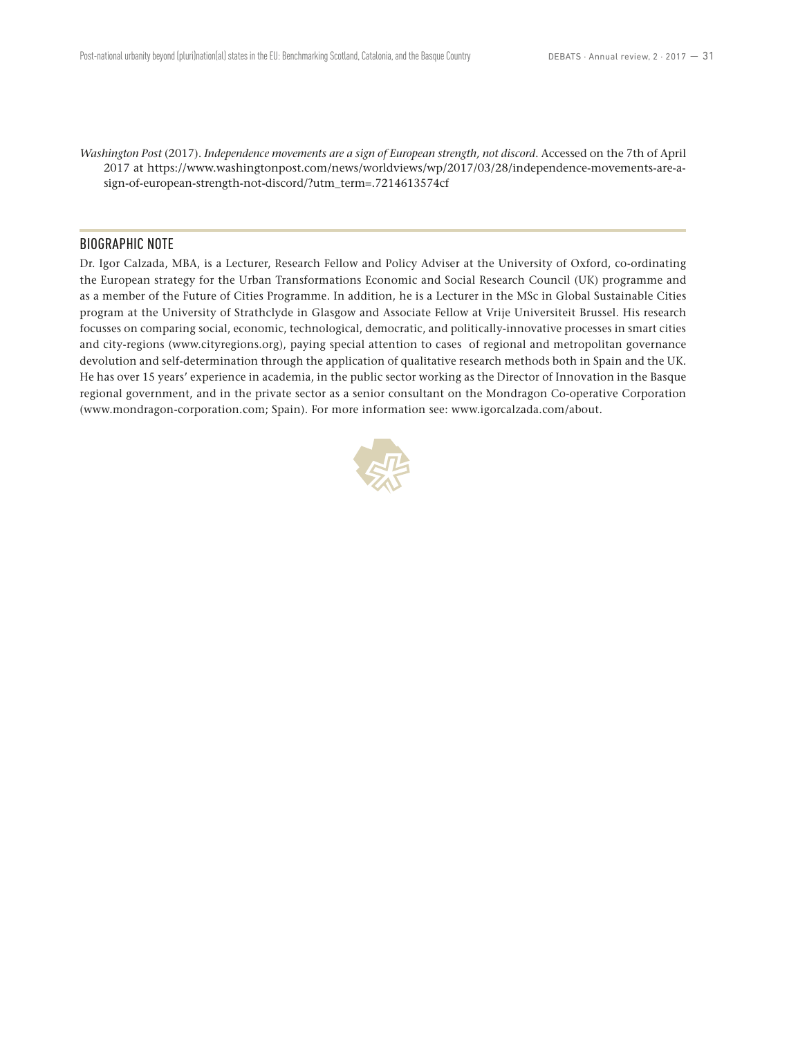*Washington Post* (2017). *Independence movements are a sign of European strength, not discord*. Accessed on the 7th of April 2017 at https://www.washingtonpost.com/news/worldviews/wp/2017/03/28/independence-movements-are-a-sign-of-european-strength-not-discord/?utm_term=.7214613574cf

## BIOGRAPHIC NOTE

Dr. Igor Calzada, MBA, is a Lecturer, Research Fellow and Policy Adviser at the University of Oxford, co-ordinating the European strategy for the Urban Transformations Economic and Social Research Council (UK) programme and as a member of the Future of Cities Programme. In addition, he is a Lecturer in the MSc in Global Sustainable Cities program at the University of Strathclyde in Glasgow and Associate Fellow at Vrije Universiteit Brussel. His research focusses on comparing social, economic, technological, democratic, and politically-innovative processes in smart cities and city-regions (www.cityregions.org), paying special attention to cases of regional and metropolitan governance devolution and self-determination through the application of qualitative research methods both in Spain and the UK. He has over 15 years' experience in academia, in the public sector working as the Director of Innovation in the Basque regional government, and in the private sector as a senior consultant on the Mondragon Co-operative Corporation (www.mondragon-corporation.com; Spain). For more information see: www.igorcalzada.com/about.